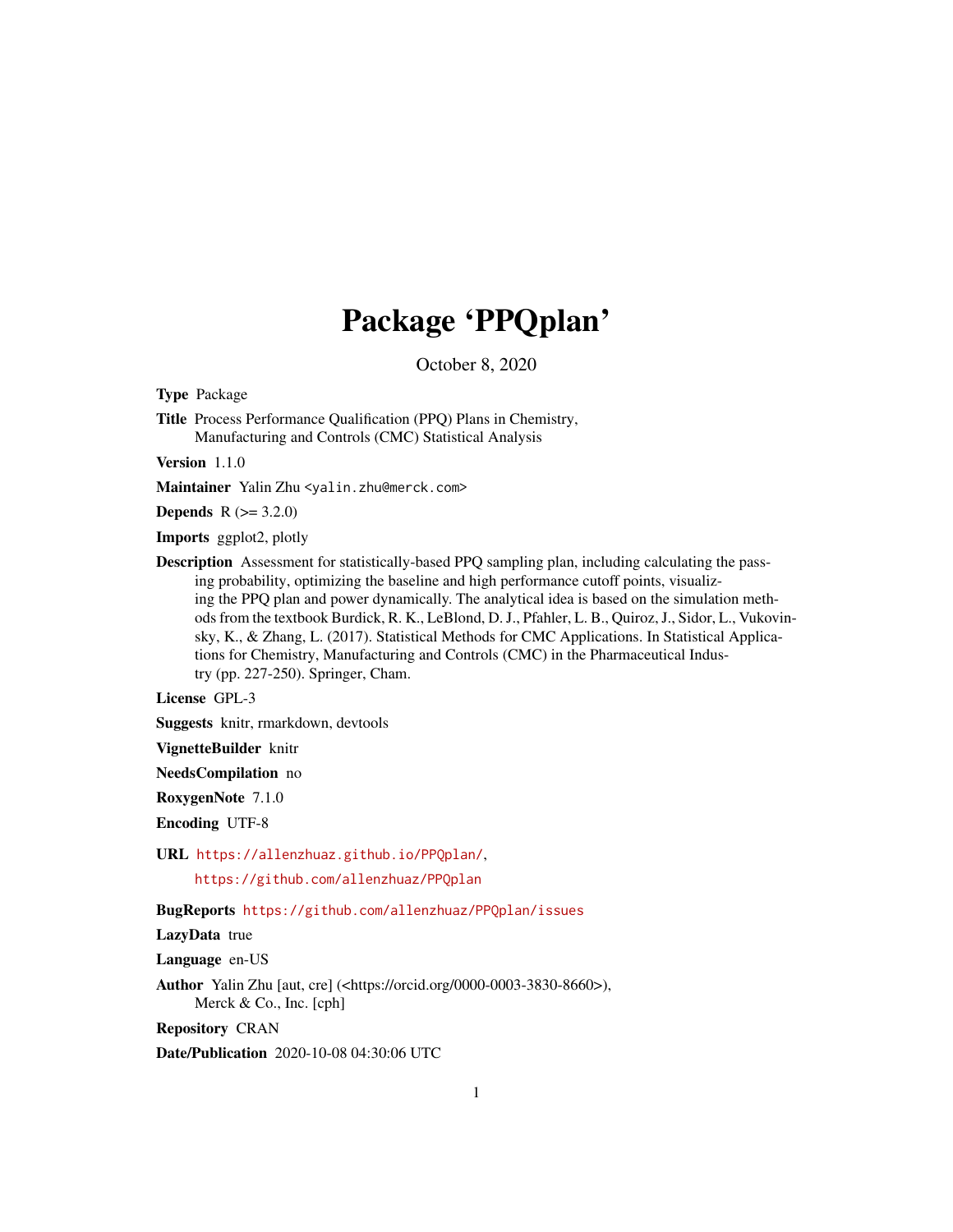# Package 'PPQplan'

October 8, 2020

**Type** Package

**Title** Process Performance Qualification (PPQ) Plans in Chemistry, Manufacturing and Controls (CMC) Statistical Analysis

**Version** 1.1.0

**Maintainer** Yalin Zhu <yalin.zhu@merck.com>

**Depends** R (>= 3.2.0)

**Imports** ggplot2, plotly

**Description** Assessment for statistically-based PPQ sampling plan, including calculating the passing probability, optimizing the baseline and high performance cutoff points, visualizing the PPQ plan and power dynamically. The analytical idea is based on the simulation methods from the textbook Burdick, R. K., LeBlond, D. J., Pfahler, L. B., Quiroz, J., Sidor, L., Vukovinsky, K., & Zhang, L. (2017). Statistical Methods for CMC Applications. In Statistical Applications for Chemistry, Manufacturing and Controls (CMC) in the Pharmaceutical Industry (pp. 227-250). Springer, Cham.

**License** GPL-3

**Suggests** knitr, rmarkdown, devtools

**VignetteBuilder** knitr

**NeedsCompilation** no

**RoxygenNote** 7.1.0

**Encoding** UTF-8

**URL** https://allenzhuaz.github.io/PPQplan/,
https://github.com/allenzhuaz/PPQplan

**BugReports** https://github.com/allenzhuaz/PPQplan/issues

**LazyData** true

**Language** en-US

**Author** Yalin Zhu [aut, cre] (<https://orcid.org/0000-0003-3830-8660>),
Merck & Co., Inc. [cph]

**Repository** CRAN

**Date/Publication** 2020-10-08 04:30:06 UTC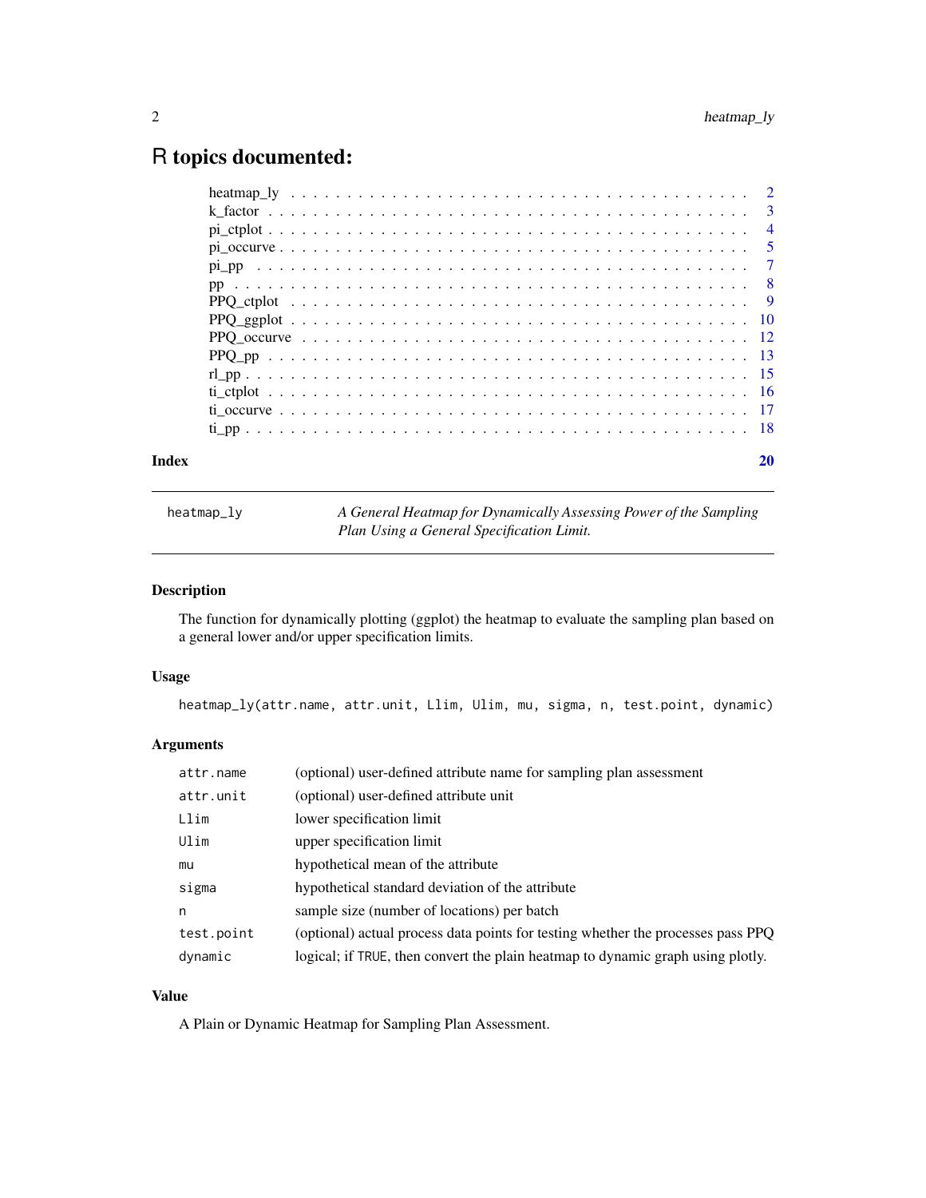# R topics documented:

| | |
|---|---|
| heatmap_ly | 2 |
| k_factor | 3 |
| pi_ctplot | 4 |
| pi_occurve | 5 |
| pi_pp | 7 |
| pp | 8 |
| PPQ_ctplot | 9 |
| PPQ_ggplot | 10 |
| PPQ_occurve | 12 |
| PPQ_pp | 13 |
| rl_pp | 15 |
| ti_ctplot | 16 |
| ti_occurve | 17 |
| ti_pp | 18 |
| **Index** | **20** |

---

`heatmap_ly` — *A General Heatmap for Dynamically Assessing Power of the Sampling Plan Using a General Specification Limit.*

---

### Description

The function for dynamically plotting (ggplot) the heatmap to evaluate the sampling plan based on a general lower and/or upper specification limits.

### Usage

```
heatmap_ly(attr.name, attr.unit, Llim, Ulim, mu, sigma, n, test.point, dynamic)
```

### Arguments

| | |
|---|---|
| `attr.name` | (optional) user-defined attribute name for sampling plan assessment |
| `attr.unit` | (optional) user-defined attribute unit |
| `Llim` | lower specification limit |
| `Ulim` | upper specification limit |
| `mu` | hypothetical mean of the attribute |
| `sigma` | hypothetical standard deviation of the attribute |
| `n` | sample size (number of locations) per batch |
| `test.point` | (optional) actual process data points for testing whether the processes pass PPQ |
| `dynamic` | logical; if `TRUE`, then convert the plain heatmap to dynamic graph using plotly. |

### Value

A Plain or Dynamic Heatmap for Sampling Plan Assessment.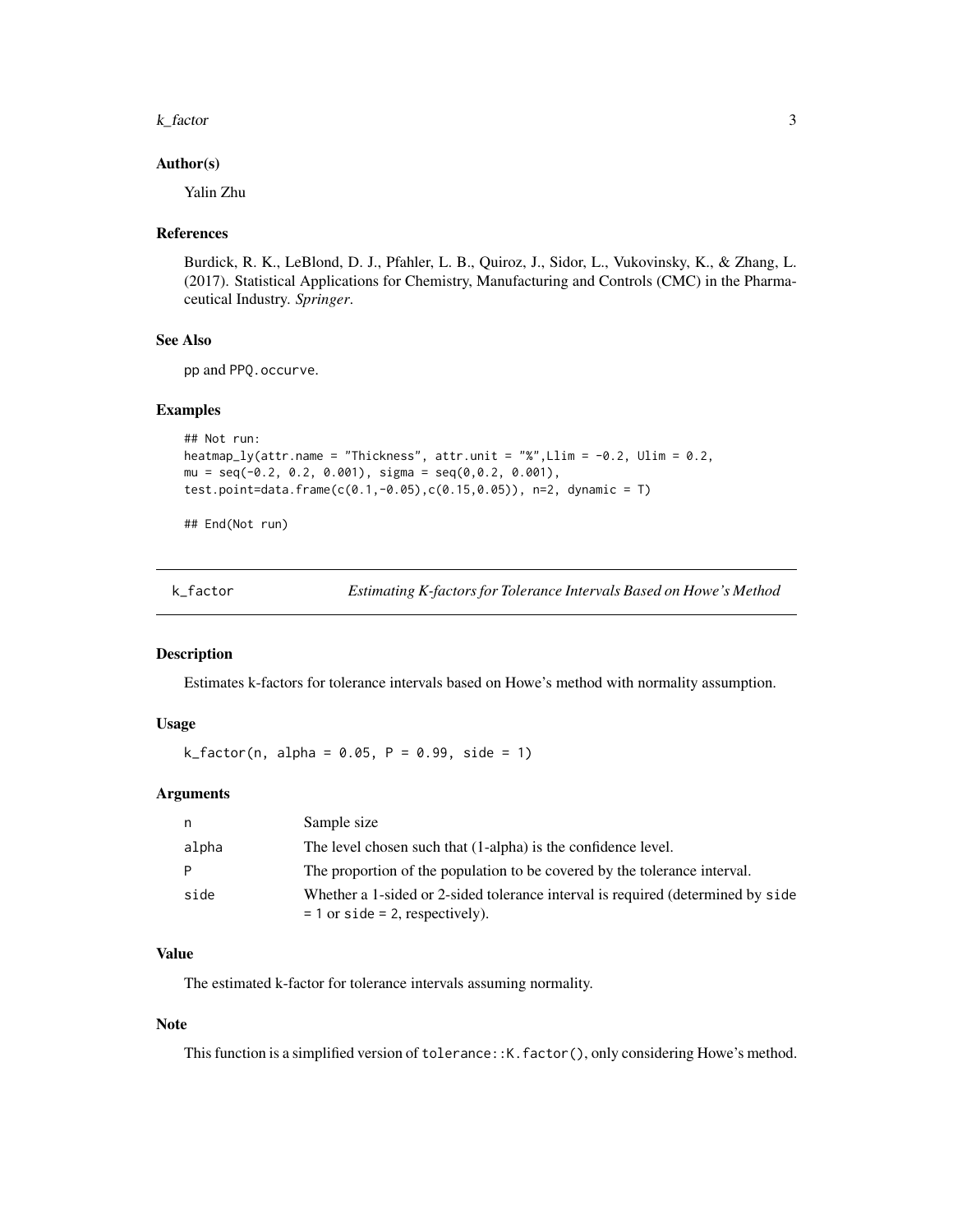### Author(s)

Yalin Zhu

### References

Burdick, R. K., LeBlond, D. J., Pfahler, L. B., Quiroz, J., Sidor, L., Vukovinsky, K., & Zhang, L. (2017). Statistical Applications for Chemistry, Manufacturing and Controls (CMC) in the Pharmaceutical Industry. *Springer*.

### See Also

pp and PPQ.occurve.

### Examples

```
## Not run:
heatmap_ly(attr.name = "Thickness", attr.unit = "%",Llim = -0.2, Ulim = 0.2,
mu = seq(-0.2, 0.2, 0.001), sigma = seq(0,0.2, 0.001),
test.point=data.frame(c(0.1,-0.05),c(0.15,0.05)), n=2, dynamic = T)

## End(Not run)
```

---

## k_factor — *Estimating K-factors for Tolerance Intervals Based on Howe's Method*

### Description

Estimates k-factors for tolerance intervals based on Howe's method with normality assumption.

### Usage

```
k_factor(n, alpha = 0.05, P = 0.99, side = 1)
```

### Arguments

| | |
|---|---|
| n | Sample size |
| alpha | The level chosen such that (1-alpha) is the confidence level. |
| P | The proportion of the population to be covered by the tolerance interval. |
| side | Whether a 1-sided or 2-sided tolerance interval is required (determined by side = 1 or side = 2, respectively). |

### Value

The estimated k-factor for tolerance intervals assuming normality.

### Note

This function is a simplified version of tolerance::K.factor(), only considering Howe's method.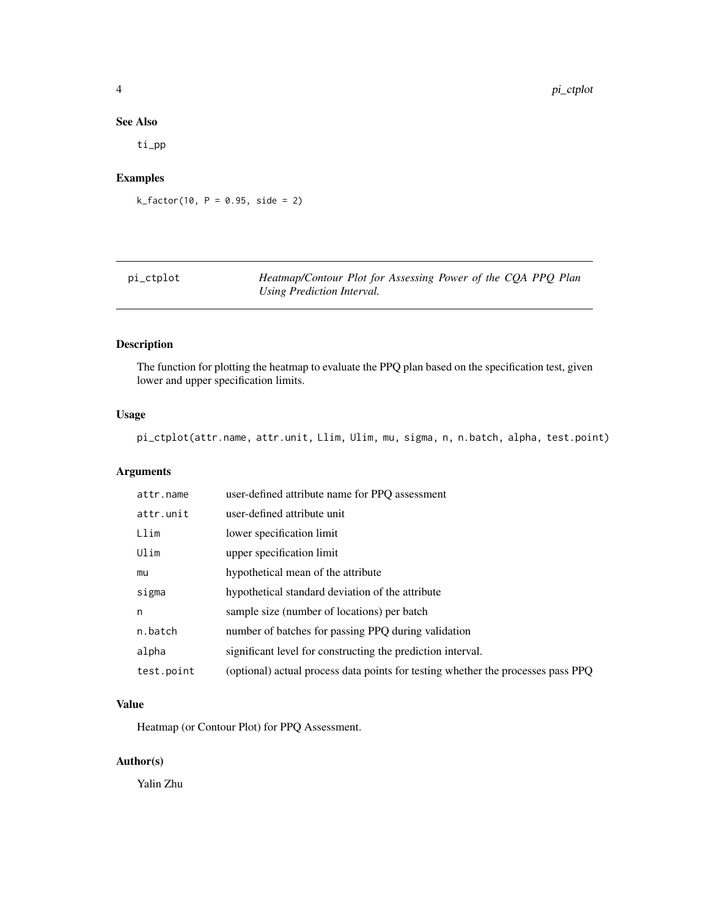## See Also

ti_pp

## Examples

```
k_factor(10, P = 0.95, side = 2)
```

---

# pi_ctplot — *Heatmap/Contour Plot for Assessing Power of the CQA PPQ Plan Using Prediction Interval.*

---

## Description

The function for plotting the heatmap to evaluate the PPQ plan based on the specification test, given lower and upper specification limits.

## Usage

```
pi_ctplot(attr.name, attr.unit, Llim, Ulim, mu, sigma, n, n.batch, alpha, test.point)
```

## Arguments

| | |
|---|---|
| attr.name | user-defined attribute name for PPQ assessment |
| attr.unit | user-defined attribute unit |
| Llim | lower specification limit |
| Ulim | upper specification limit |
| mu | hypothetical mean of the attribute |
| sigma | hypothetical standard deviation of the attribute |
| n | sample size (number of locations) per batch |
| n.batch | number of batches for passing PPQ during validation |
| alpha | significant level for constructing the prediction interval. |
| test.point | (optional) actual process data points for testing whether the processes pass PPQ |

## Value

Heatmap (or Contour Plot) for PPQ Assessment.

## Author(s)

Yalin Zhu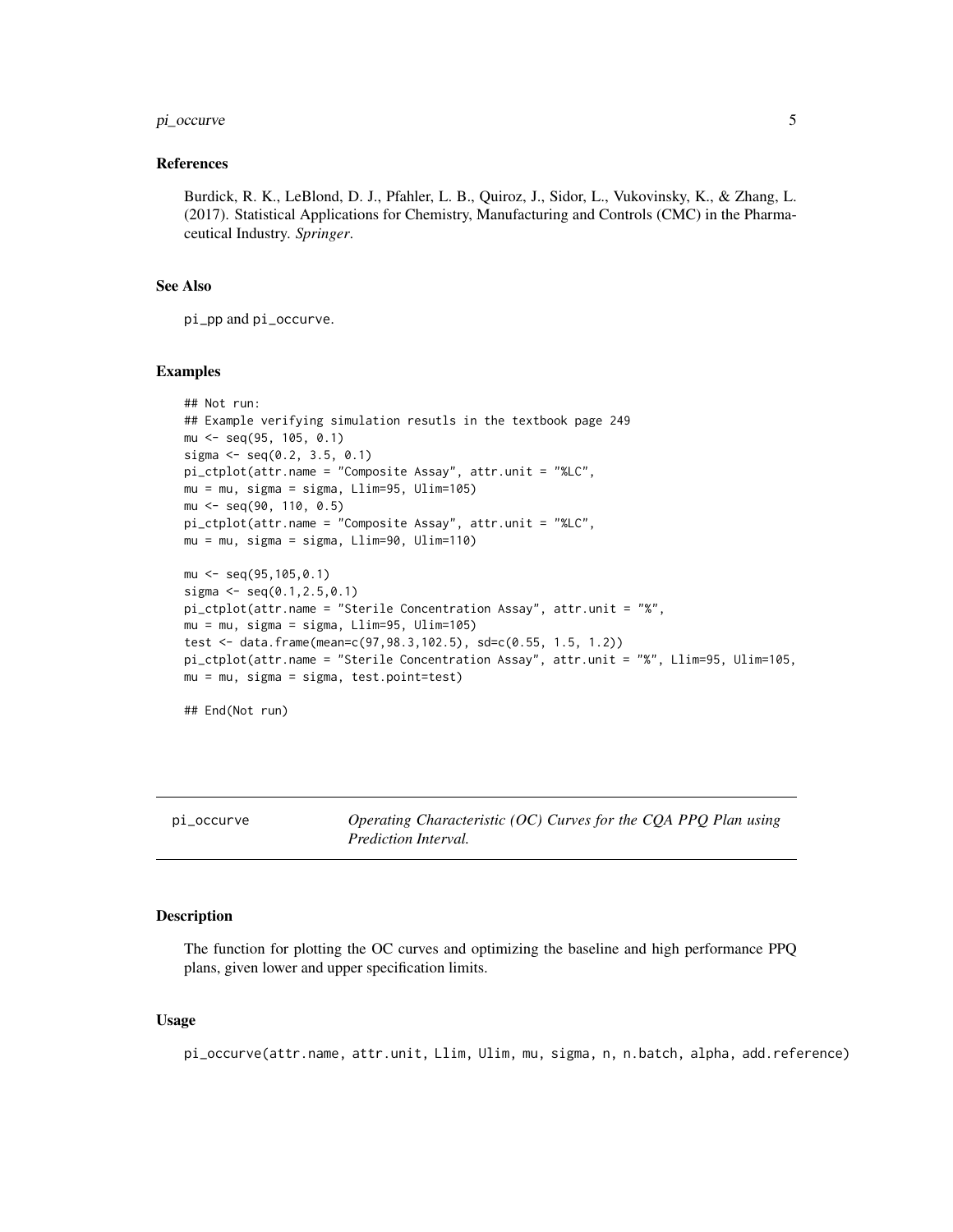### References

Burdick, R. K., LeBlond, D. J., Pfahler, L. B., Quiroz, J., Sidor, L., Vukovinsky, K., & Zhang, L. (2017). Statistical Applications for Chemistry, Manufacturing and Controls (CMC) in the Pharmaceutical Industry. *Springer*.

### See Also

pi_pp and pi_occurve.

### Examples

```
## Not run:
## Example verifying simulation resutls in the textbook page 249
mu <- seq(95, 105, 0.1)
sigma <- seq(0.2, 3.5, 0.1)
pi_ctplot(attr.name = "Composite Assay", attr.unit = "%LC",
mu = mu, sigma = sigma, Llim=95, Ulim=105)
mu <- seq(90, 110, 0.5)
pi_ctplot(attr.name = "Composite Assay", attr.unit = "%LC",
mu = mu, sigma = sigma, Llim=90, Ulim=110)

mu <- seq(95,105,0.1)
sigma <- seq(0.1,2.5,0.1)
pi_ctplot(attr.name = "Sterile Concentration Assay", attr.unit = "%",
mu = mu, sigma = sigma, Llim=95, Ulim=105)
test <- data.frame(mean=c(97,98.3,102.5), sd=c(0.55, 1.5, 1.2))
pi_ctplot(attr.name = "Sterile Concentration Assay", attr.unit = "%", Llim=95, Ulim=105,
mu = mu, sigma = sigma, test.point=test)

## End(Not run)
```

---

## pi_occurve — *Operating Characteristic (OC) Curves for the CQA PPQ Plan using Prediction Interval.*

### Description

The function for plotting the OC curves and optimizing the baseline and high performance PPQ plans, given lower and upper specification limits.

### Usage

```
pi_occurve(attr.name, attr.unit, Llim, Ulim, mu, sigma, n, n.batch, alpha, add.reference)
```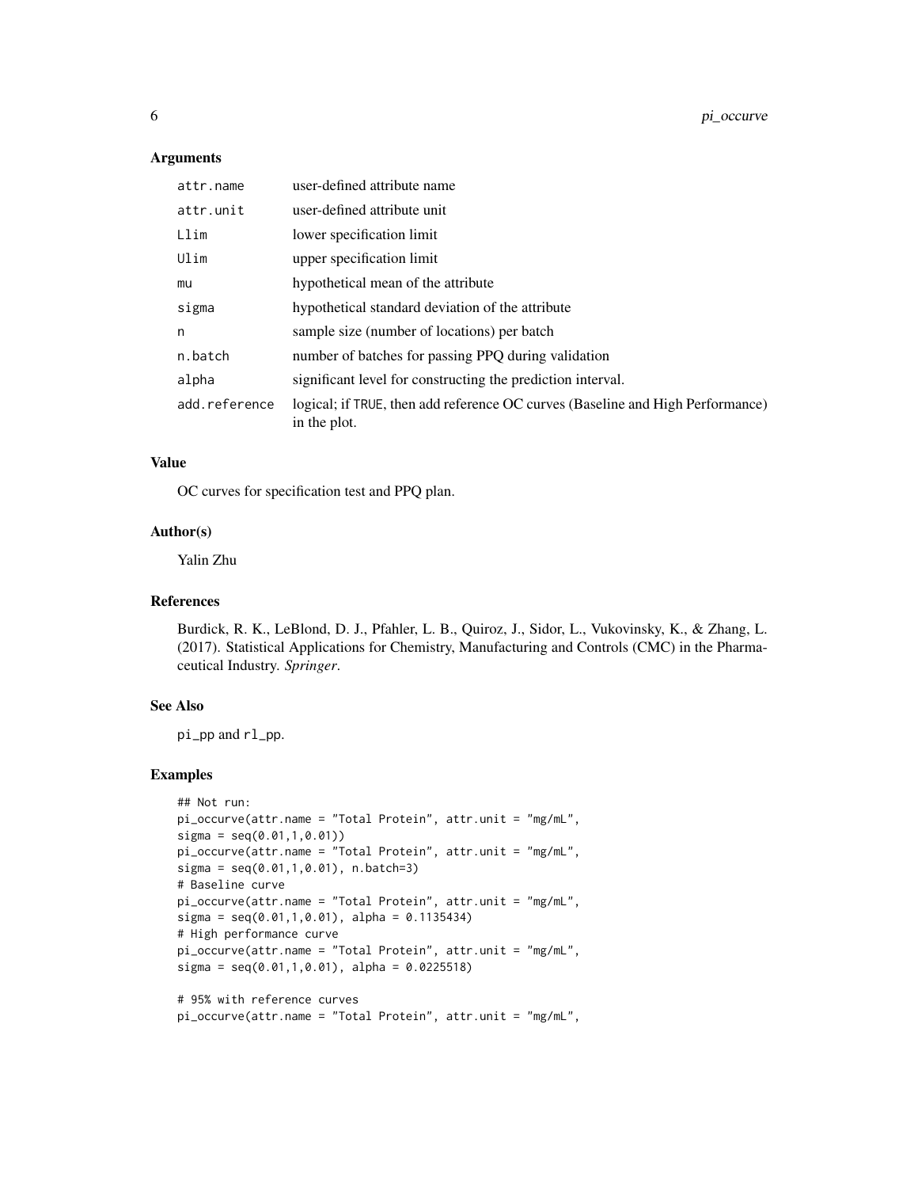### Arguments

| | |
|---|---|
| `attr.name` | user-defined attribute name |
| `attr.unit` | user-defined attribute unit |
| `Llim` | lower specification limit |
| `Ulim` | upper specification limit |
| `mu` | hypothetical mean of the attribute |
| `sigma` | hypothetical standard deviation of the attribute |
| `n` | sample size (number of locations) per batch |
| `n.batch` | number of batches for passing PPQ during validation |
| `alpha` | significant level for constructing the prediction interval. |
| `add.reference` | logical; if `TRUE`, then add reference OC curves (Baseline and High Performance) in the plot. |

### Value

OC curves for specification test and PPQ plan.

### Author(s)

Yalin Zhu

### References

Burdick, R. K., LeBlond, D. J., Pfahler, L. B., Quiroz, J., Sidor, L., Vukovinsky, K., & Zhang, L. (2017). Statistical Applications for Chemistry, Manufacturing and Controls (CMC) in the Pharmaceutical Industry. *Springer*.

### See Also

`pi_pp` and `rl_pp`.

### Examples

```
## Not run:
pi_occurve(attr.name = "Total Protein", attr.unit = "mg/mL",
sigma = seq(0.01,1,0.01))
pi_occurve(attr.name = "Total Protein", attr.unit = "mg/mL",
sigma = seq(0.01,1,0.01), n.batch=3)
# Baseline curve
pi_occurve(attr.name = "Total Protein", attr.unit = "mg/mL",
sigma = seq(0.01,1,0.01), alpha = 0.1135434)
# High performance curve
pi_occurve(attr.name = "Total Protein", attr.unit = "mg/mL",
sigma = seq(0.01,1,0.01), alpha = 0.0225518)

# 95% with reference curves
pi_occurve(attr.name = "Total Protein", attr.unit = "mg/mL",
```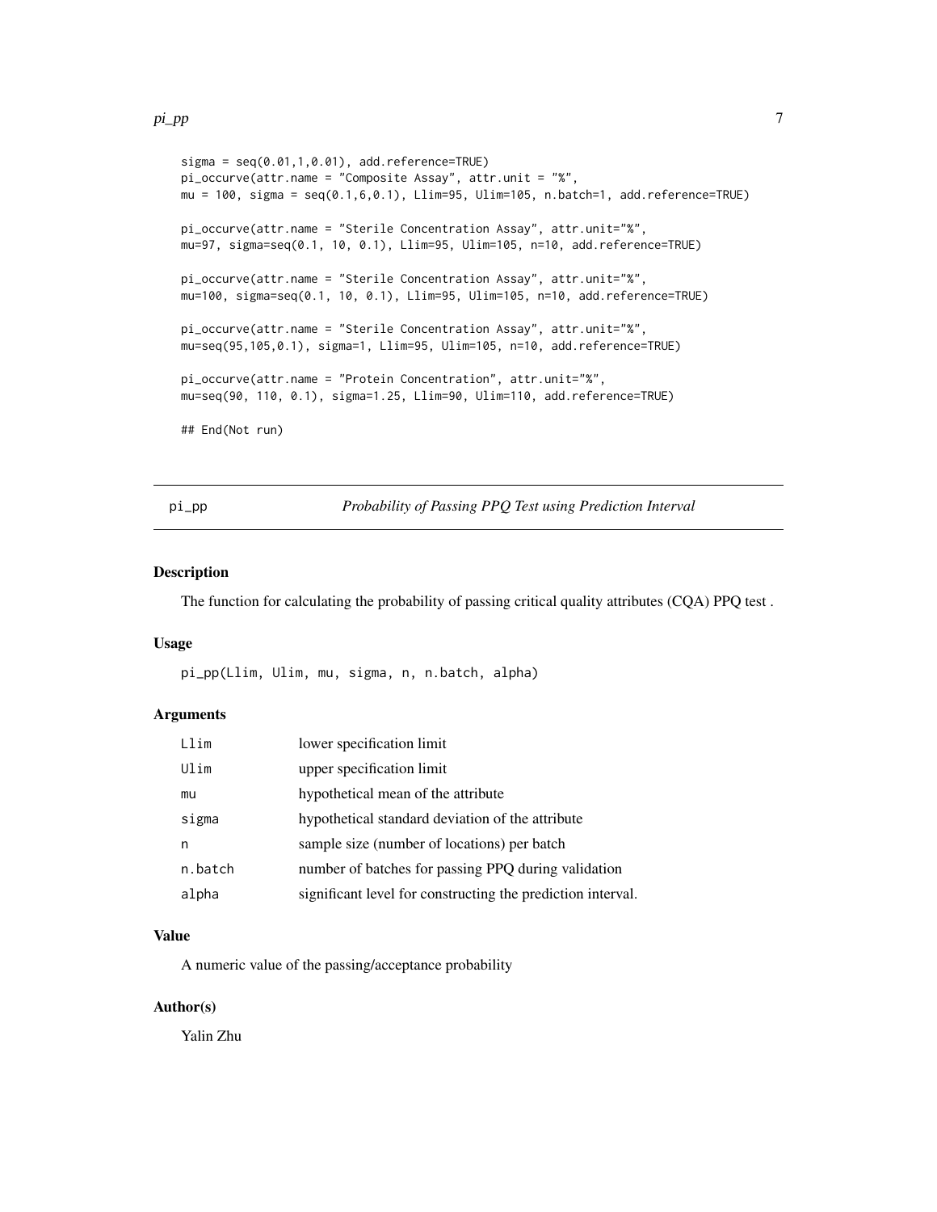```
sigma = seq(0.01,1,0.01), add.reference=TRUE)
pi_occurve(attr.name = "Composite Assay", attr.unit = "%",
mu = 100, sigma = seq(0.1,6,0.1), Llim=95, Ulim=105, n.batch=1, add.reference=TRUE)

pi_occurve(attr.name = "Sterile Concentration Assay", attr.unit="%",
mu=97, sigma=seq(0.1, 10, 0.1), Llim=95, Ulim=105, n=10, add.reference=TRUE)

pi_occurve(attr.name = "Sterile Concentration Assay", attr.unit="%",
mu=100, sigma=seq(0.1, 10, 0.1), Llim=95, Ulim=105, n=10, add.reference=TRUE)

pi_occurve(attr.name = "Sterile Concentration Assay", attr.unit="%",
mu=seq(95,105,0.1), sigma=1, Llim=95, Ulim=105, n=10, add.reference=TRUE)

pi_occurve(attr.name = "Protein Concentration", attr.unit="%",
mu=seq(90, 110, 0.1), sigma=1.25, Llim=90, Ulim=110, add.reference=TRUE)

## End(Not run)
```

## pi_pp — *Probability of Passing PPQ Test using Prediction Interval*

### Description

The function for calculating the probability of passing critical quality attributes (CQA) PPQ test .

### Usage

```
pi_pp(Llim, Ulim, mu, sigma, n, n.batch, alpha)
```

### Arguments

| | |
|---|---|
| Llim | lower specification limit |
| Ulim | upper specification limit |
| mu | hypothetical mean of the attribute |
| sigma | hypothetical standard deviation of the attribute |
| n | sample size (number of locations) per batch |
| n.batch | number of batches for passing PPQ during validation |
| alpha | significant level for constructing the prediction interval. |

### Value

A numeric value of the passing/acceptance probability

### Author(s)

Yalin Zhu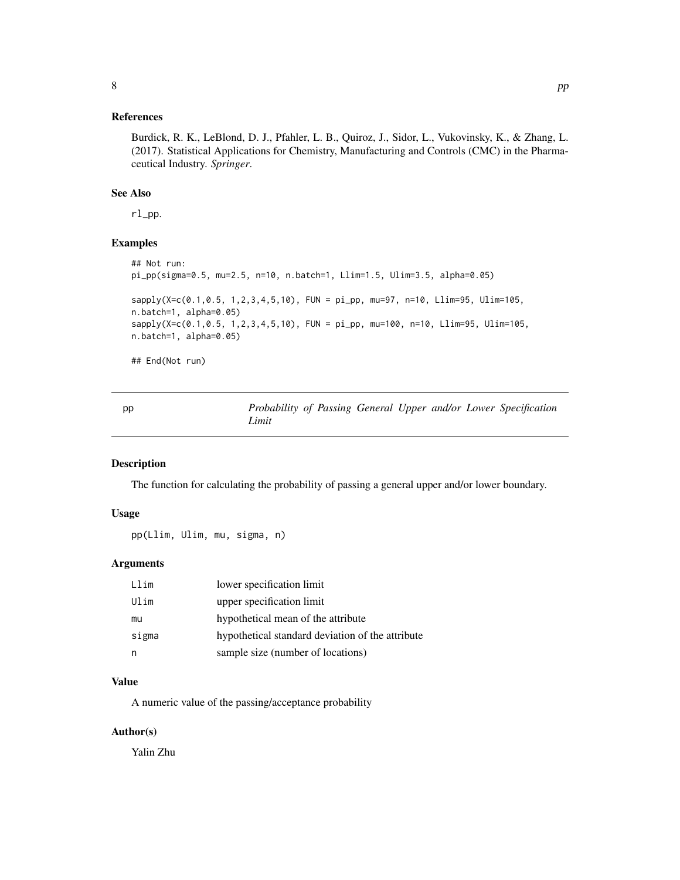### References

Burdick, R. K., LeBlond, D. J., Pfahler, L. B., Quiroz, J., Sidor, L., Vukovinsky, K., & Zhang, L. (2017). Statistical Applications for Chemistry, Manufacturing and Controls (CMC) in the Pharmaceutical Industry. *Springer*.

### See Also

rl_pp.

### Examples

```
## Not run:
pi_pp(sigma=0.5, mu=2.5, n=10, n.batch=1, Llim=1.5, Ulim=3.5, alpha=0.05)

sapply(X=c(0.1,0.5, 1,2,3,4,5,10), FUN = pi_pp, mu=97, n=10, Llim=95, Ulim=105,
n.batch=1, alpha=0.05)
sapply(X=c(0.1,0.5, 1,2,3,4,5,10), FUN = pi_pp, mu=100, n=10, Llim=95, Ulim=105,
n.batch=1, alpha=0.05)

## End(Not run)
```

---

## pp — *Probability of Passing General Upper and/or Lower Specification Limit*

### Description

The function for calculating the probability of passing a general upper and/or lower boundary.

### Usage

```
pp(Llim, Ulim, mu, sigma, n)
```

### Arguments

| | |
|---|---|
| Llim | lower specification limit |
| Ulim | upper specification limit |
| mu | hypothetical mean of the attribute |
| sigma | hypothetical standard deviation of the attribute |
| n | sample size (number of locations) |

### Value

A numeric value of the passing/acceptance probability

### Author(s)

Yalin Zhu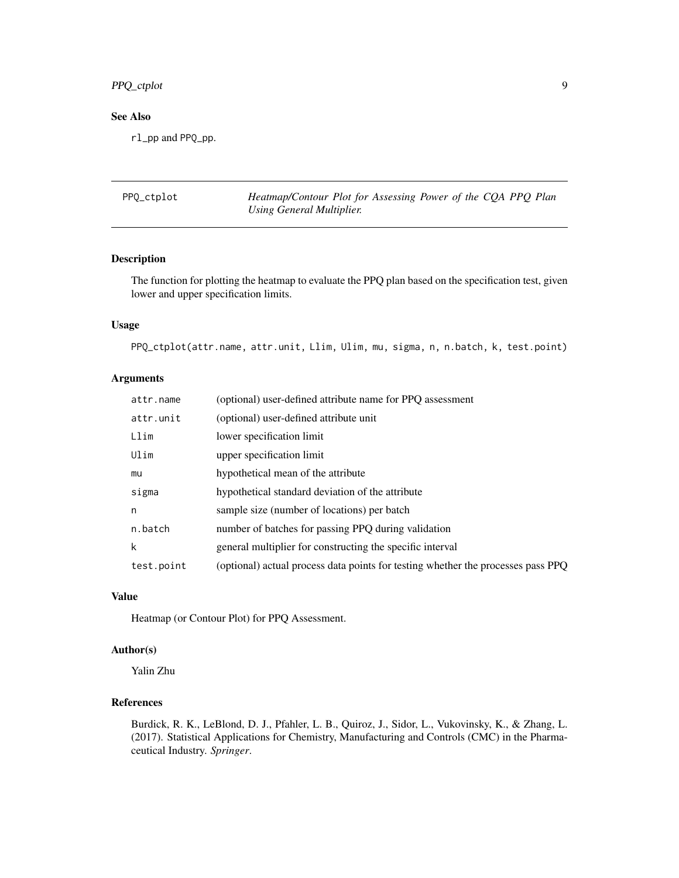### See Also

`rl_pp` and `PPQ_pp`.

---

## PPQ_ctplot — *Heatmap/Contour Plot for Assessing Power of the CQA PPQ Plan Using General Multiplier.*

---

### Description

The function for plotting the heatmap to evaluate the PPQ plan based on the specification test, given lower and upper specification limits.

### Usage

```
PPQ_ctplot(attr.name, attr.unit, Llim, Ulim, mu, sigma, n, n.batch, k, test.point)
```

### Arguments

| Argument | Description |
|---|---|
| `attr.name` | (optional) user-defined attribute name for PPQ assessment |
| `attr.unit` | (optional) user-defined attribute unit |
| `Llim` | lower specification limit |
| `Ulim` | upper specification limit |
| `mu` | hypothetical mean of the attribute |
| `sigma` | hypothetical standard deviation of the attribute |
| `n` | sample size (number of locations) per batch |
| `n.batch` | number of batches for passing PPQ during validation |
| `k` | general multiplier for constructing the specific interval |
| `test.point` | (optional) actual process data points for testing whether the processes pass PPQ |

### Value

Heatmap (or Contour Plot) for PPQ Assessment.

### Author(s)

Yalin Zhu

### References

Burdick, R. K., LeBlond, D. J., Pfahler, L. B., Quiroz, J., Sidor, L., Vukovinsky, K., & Zhang, L. (2017). Statistical Applications for Chemistry, Manufacturing and Controls (CMC) in the Pharmaceutical Industry. *Springer*.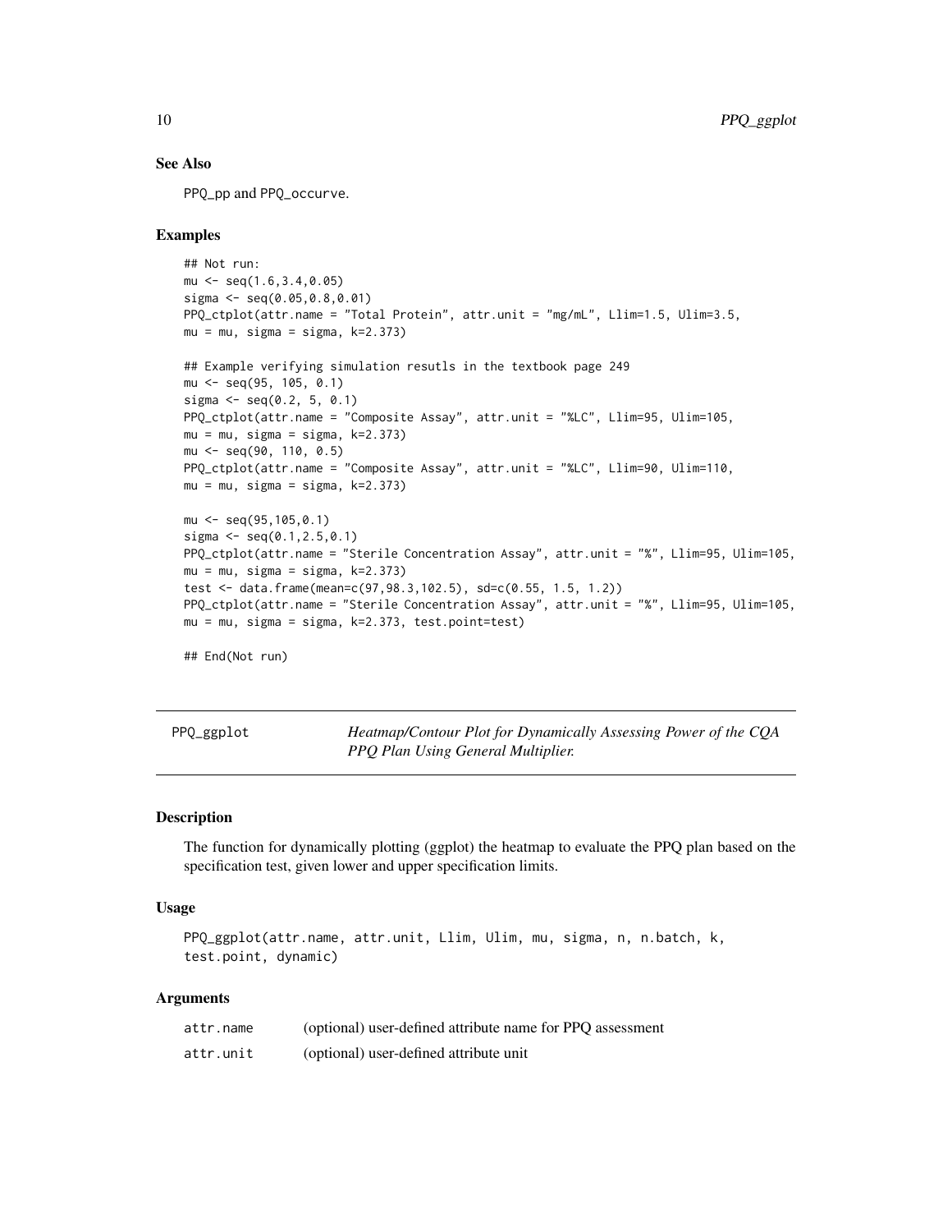## See Also

PPQ_pp and PPQ_occurve.

## Examples

```
## Not run:
mu <- seq(1.6,3.4,0.05)
sigma <- seq(0.05,0.8,0.01)
PPQ_ctplot(attr.name = "Total Protein", attr.unit = "mg/mL", Llim=1.5, Ulim=3.5,
mu = mu, sigma = sigma, k=2.373)

## Example verifying simulation resutls in the textbook page 249
mu <- seq(95, 105, 0.1)
sigma <- seq(0.2, 5, 0.1)
PPQ_ctplot(attr.name = "Composite Assay", attr.unit = "%LC", Llim=95, Ulim=105,
mu = mu, sigma = sigma, k=2.373)
mu <- seq(90, 110, 0.5)
PPQ_ctplot(attr.name = "Composite Assay", attr.unit = "%LC", Llim=90, Ulim=110,
mu = mu, sigma = sigma, k=2.373)

mu <- seq(95,105,0.1)
sigma <- seq(0.1,2.5,0.1)
PPQ_ctplot(attr.name = "Sterile Concentration Assay", attr.unit = "%", Llim=95, Ulim=105,
mu = mu, sigma = sigma, k=2.373)
test <- data.frame(mean=c(97,98.3,102.5), sd=c(0.55, 1.5, 1.2))
PPQ_ctplot(attr.name = "Sterile Concentration Assay", attr.unit = "%", Llim=95, Ulim=105,
mu = mu, sigma = sigma, k=2.373, test.point=test)

## End(Not run)
```

---

# PPQ_ggplot — *Heatmap/Contour Plot for Dynamically Assessing Power of the CQA PPQ Plan Using General Multiplier.*

## Description

The function for dynamically plotting (ggplot) the heatmap to evaluate the PPQ plan based on the specification test, given lower and upper specification limits.

## Usage

```
PPQ_ggplot(attr.name, attr.unit, Llim, Ulim, mu, sigma, n, n.batch, k,
test.point, dynamic)
```

## Arguments

| | |
|---|---|
| attr.name | (optional) user-defined attribute name for PPQ assessment |
| attr.unit | (optional) user-defined attribute unit |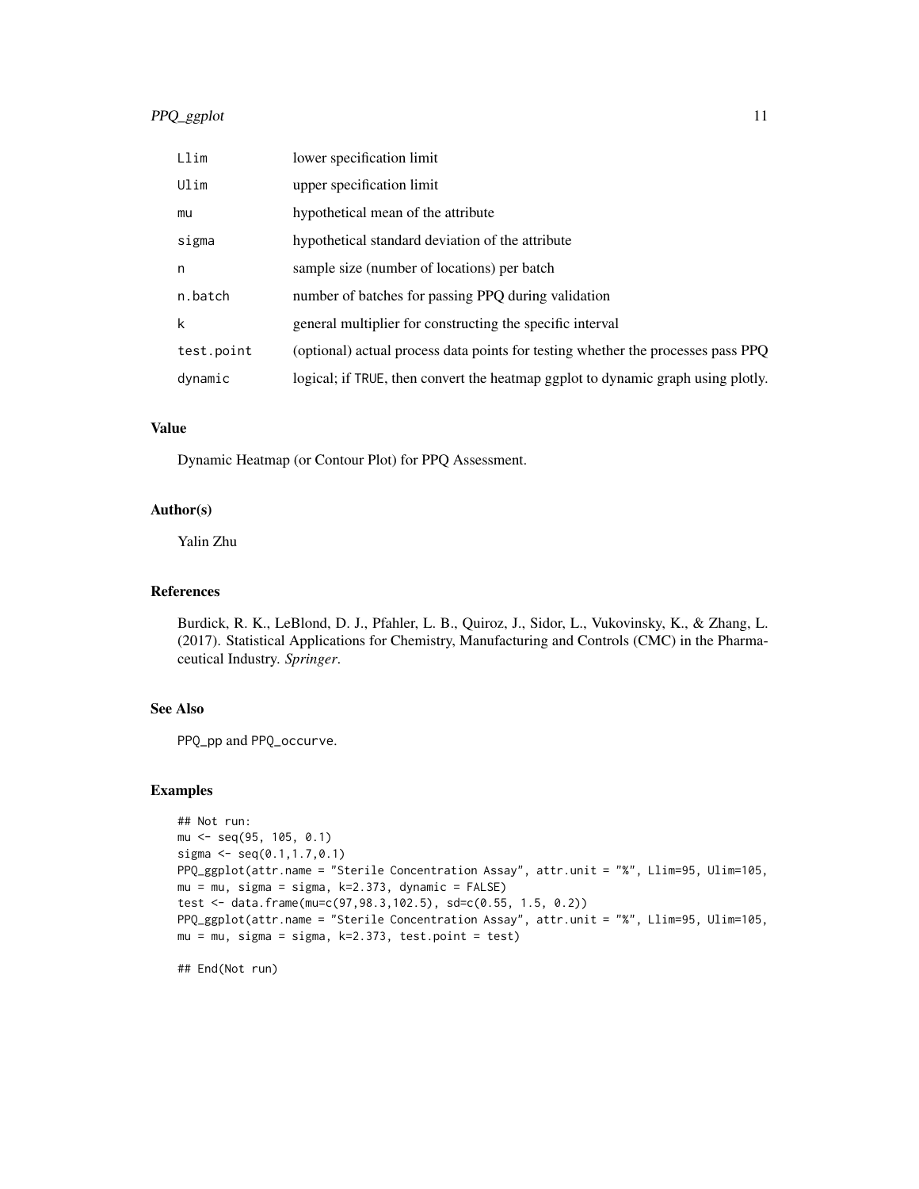| | |
|---|---|
| `Llim` | lower specification limit |
| `Ulim` | upper specification limit |
| `mu` | hypothetical mean of the attribute |
| `sigma` | hypothetical standard deviation of the attribute |
| `n` | sample size (number of locations) per batch |
| `n.batch` | number of batches for passing PPQ during validation |
| `k` | general multiplier for constructing the specific interval |
| `test.point` | (optional) actual process data points for testing whether the processes pass PPQ |
| `dynamic` | logical; if `TRUE`, then convert the heatmap ggplot to dynamic graph using plotly. |

### Value

Dynamic Heatmap (or Contour Plot) for PPQ Assessment.

### Author(s)

Yalin Zhu

### References

Burdick, R. K., LeBlond, D. J., Pfahler, L. B., Quiroz, J., Sidor, L., Vukovinsky, K., & Zhang, L. (2017). Statistical Applications for Chemistry, Manufacturing and Controls (CMC) in the Pharmaceutical Industry. *Springer*.

### See Also

`PPQ_pp` and `PPQ_occurve`.

### Examples

```
## Not run:
mu <- seq(95, 105, 0.1)
sigma <- seq(0.1,1.7,0.1)
PPQ_ggplot(attr.name = "Sterile Concentration Assay", attr.unit = "%", Llim=95, Ulim=105,
mu = mu, sigma = sigma, k=2.373, dynamic = FALSE)
test <- data.frame(mu=c(97,98.3,102.5), sd=c(0.55, 1.5, 0.2))
PPQ_ggplot(attr.name = "Sterile Concentration Assay", attr.unit = "%", Llim=95, Ulim=105,
mu = mu, sigma = sigma, k=2.373, test.point = test)

## End(Not run)
```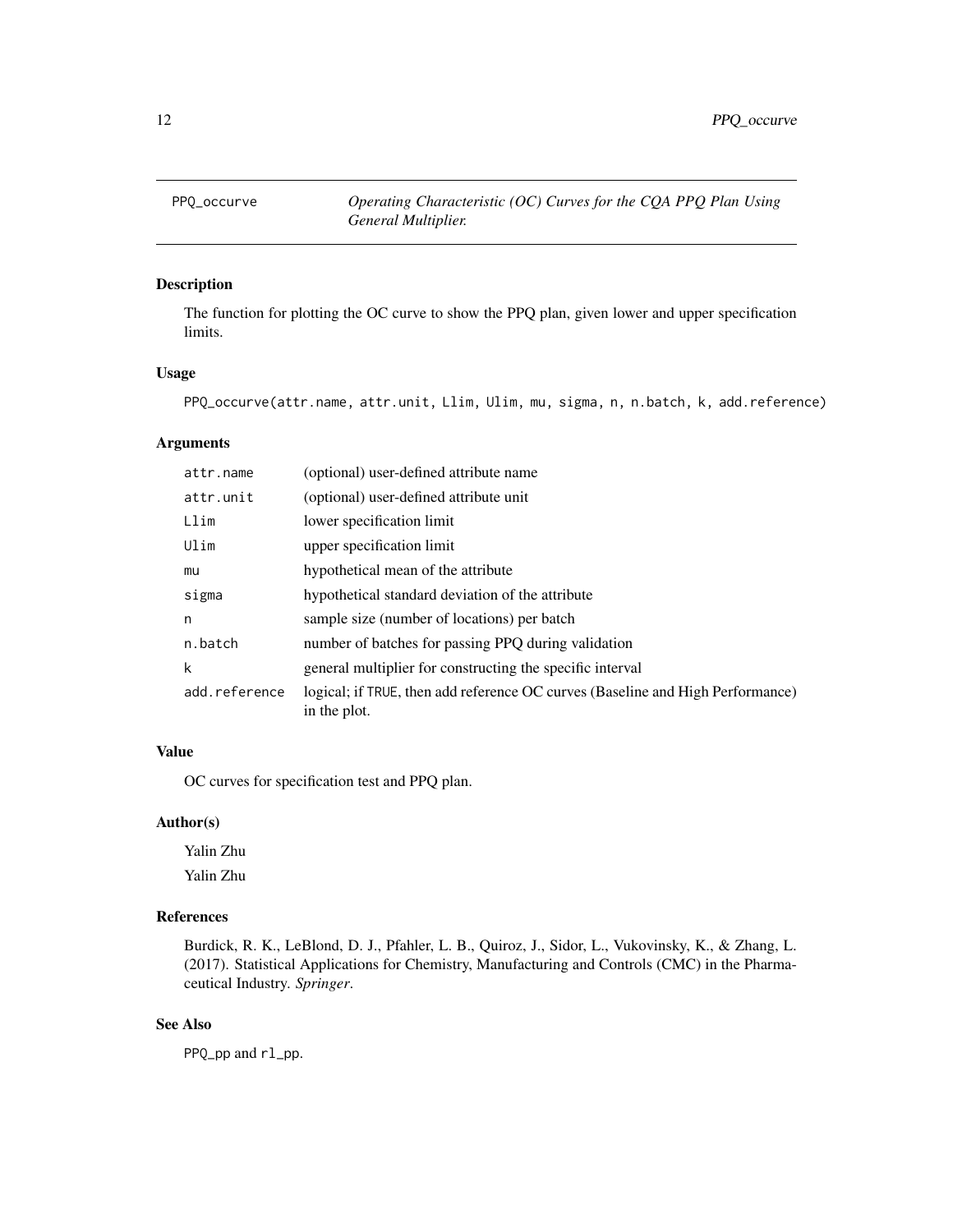## PPQ_occurve — *Operating Characteristic (OC) Curves for the CQA PPQ Plan Using General Multiplier.*

### Description

The function for plotting the OC curve to show the PPQ plan, given lower and upper specification limits.

### Usage

```
PPQ_occurve(attr.name, attr.unit, Llim, Ulim, mu, sigma, n, n.batch, k, add.reference)
```

### Arguments

| | |
|---|---|
| attr.name | (optional) user-defined attribute name |
| attr.unit | (optional) user-defined attribute unit |
| Llim | lower specification limit |
| Ulim | upper specification limit |
| mu | hypothetical mean of the attribute |
| sigma | hypothetical standard deviation of the attribute |
| n | sample size (number of locations) per batch |
| n.batch | number of batches for passing PPQ during validation |
| k | general multiplier for constructing the specific interval |
| add.reference | logical; if TRUE, then add reference OC curves (Baseline and High Performance) in the plot. |

### Value

OC curves for specification test and PPQ plan.

### Author(s)

Yalin Zhu

Yalin Zhu

### References

Burdick, R. K., LeBlond, D. J., Pfahler, L. B., Quiroz, J., Sidor, L., Vukovinsky, K., & Zhang, L. (2017). Statistical Applications for Chemistry, Manufacturing and Controls (CMC) in the Pharmaceutical Industry. *Springer*.

### See Also

PPQ_pp and rl_pp.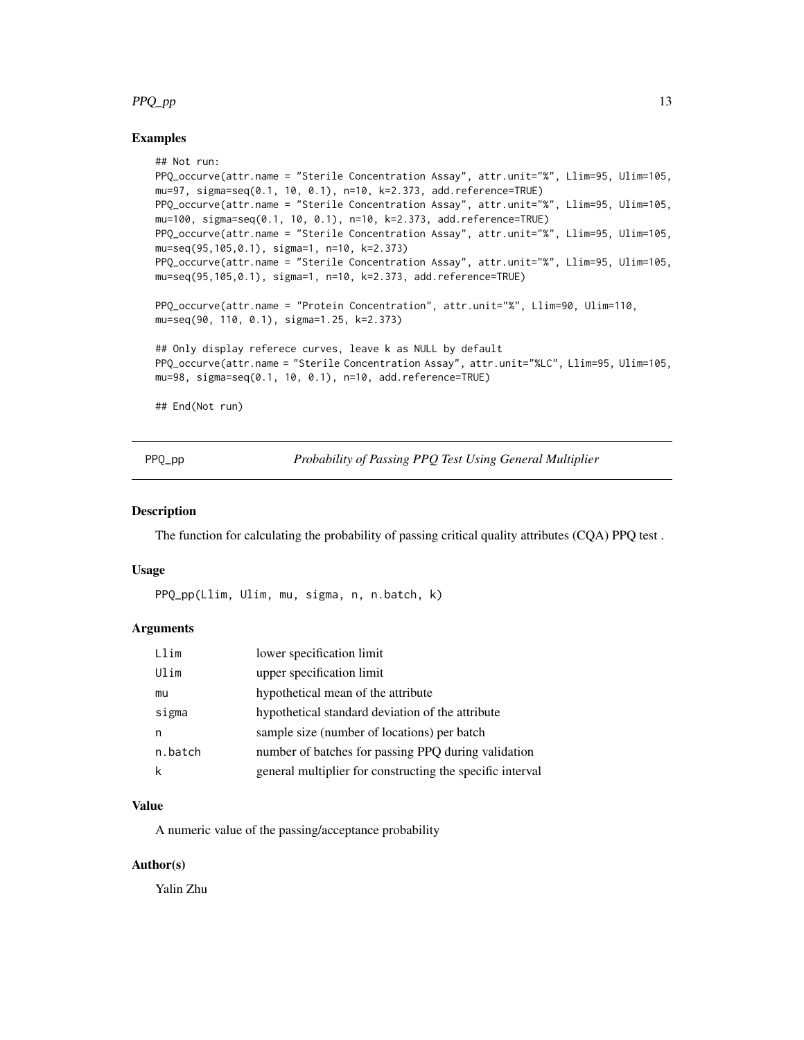### Examples

```
## Not run:
PPQ_occurve(attr.name = "Sterile Concentration Assay", attr.unit="%", Llim=95, Ulim=105,
mu=97, sigma=seq(0.1, 10, 0.1), n=10, k=2.373, add.reference=TRUE)
PPQ_occurve(attr.name = "Sterile Concentration Assay", attr.unit="%", Llim=95, Ulim=105,
mu=100, sigma=seq(0.1, 10, 0.1), n=10, k=2.373, add.reference=TRUE)
PPQ_occurve(attr.name = "Sterile Concentration Assay", attr.unit="%", Llim=95, Ulim=105,
mu=seq(95,105,0.1), sigma=1, n=10, k=2.373)
PPQ_occurve(attr.name = "Sterile Concentration Assay", attr.unit="%", Llim=95, Ulim=105,
mu=seq(95,105,0.1), sigma=1, n=10, k=2.373, add.reference=TRUE)

PPQ_occurve(attr.name = "Protein Concentration", attr.unit="%", Llim=90, Ulim=110,
mu=seq(90, 110, 0.1), sigma=1.25, k=2.373)

## Only display referece curves, leave k as NULL by default
PPQ_occurve(attr.name = "Sterile Concentration Assay", attr.unit="%LC", Llim=95, Ulim=105,
mu=98, sigma=seq(0.1, 10, 0.1), n=10, add.reference=TRUE)

## End(Not run)
```

---

## PPQ_pp — *Probability of Passing PPQ Test Using General Multiplier*

### Description

The function for calculating the probability of passing critical quality attributes (CQA) PPQ test .

### Usage

```
PPQ_pp(Llim, Ulim, mu, sigma, n, n.batch, k)
```

### Arguments

| | |
|---|---|
| Llim | lower specification limit |
| Ulim | upper specification limit |
| mu | hypothetical mean of the attribute |
| sigma | hypothetical standard deviation of the attribute |
| n | sample size (number of locations) per batch |
| n.batch | number of batches for passing PPQ during validation |
| k | general multiplier for constructing the specific interval |

### Value

A numeric value of the passing/acceptance probability

### Author(s)

Yalin Zhu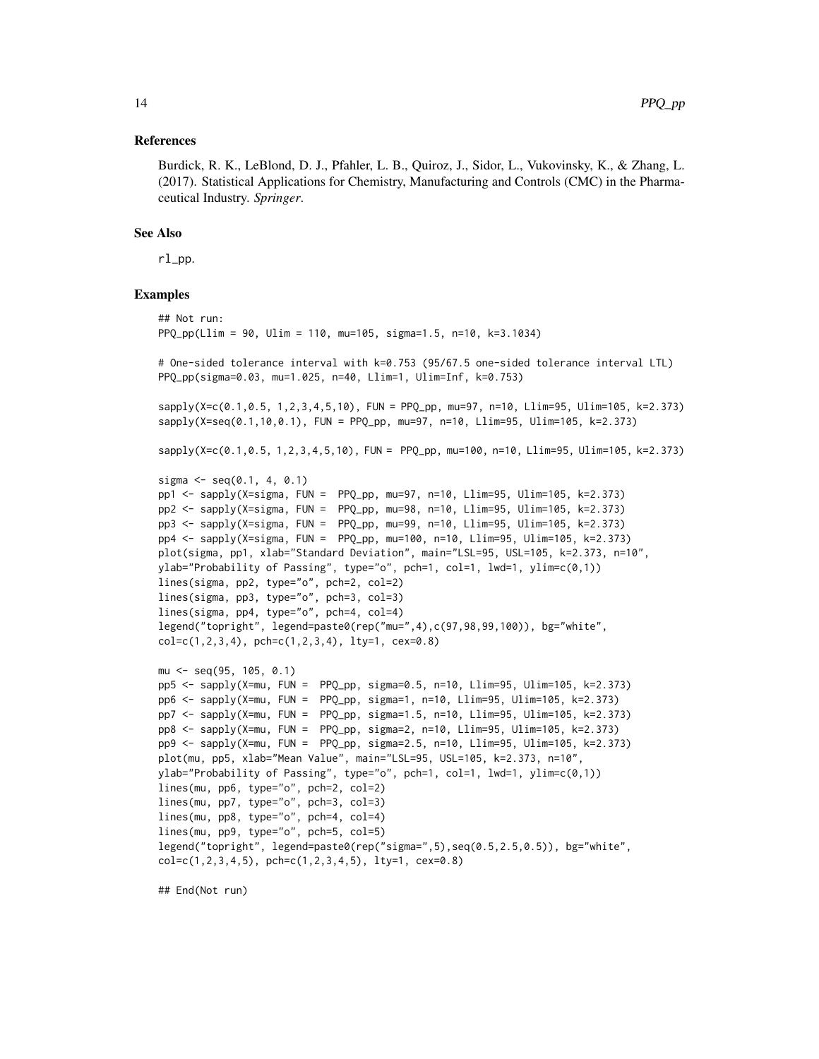### References

Burdick, R. K., LeBlond, D. J., Pfahler, L. B., Quiroz, J., Sidor, L., Vukovinsky, K., & Zhang, L. (2017). Statistical Applications for Chemistry, Manufacturing and Controls (CMC) in the Pharmaceutical Industry. *Springer*.

### See Also

rl_pp.

### Examples

```
## Not run:
PPQ_pp(Llim = 90, Ulim = 110, mu=105, sigma=1.5, n=10, k=3.1034)

# One-sided tolerance interval with k=0.753 (95/67.5 one-sided tolerance interval LTL)
PPQ_pp(sigma=0.03, mu=1.025, n=40, Llim=1, Ulim=Inf, k=0.753)

sapply(X=c(0.1,0.5, 1,2,3,4,5,10), FUN = PPQ_pp, mu=97, n=10, Llim=95, Ulim=105, k=2.373)
sapply(X=seq(0.1,10,0.1), FUN = PPQ_pp, mu=97, n=10, Llim=95, Ulim=105, k=2.373)

sapply(X=c(0.1,0.5, 1,2,3,4,5,10), FUN =  PPQ_pp, mu=100, n=10, Llim=95, Ulim=105, k=2.373)

sigma <- seq(0.1, 4, 0.1)
pp1 <- sapply(X=sigma, FUN =  PPQ_pp, mu=97, n=10, Llim=95, Ulim=105, k=2.373)
pp2 <- sapply(X=sigma, FUN =  PPQ_pp, mu=98, n=10, Llim=95, Ulim=105, k=2.373)
pp3 <- sapply(X=sigma, FUN =  PPQ_pp, mu=99, n=10, Llim=95, Ulim=105, k=2.373)
pp4 <- sapply(X=sigma, FUN =  PPQ_pp, mu=100, n=10, Llim=95, Ulim=105, k=2.373)
plot(sigma, pp1, xlab="Standard Deviation", main="LSL=95, USL=105, k=2.373, n=10",
ylab="Probability of Passing", type="o", pch=1, col=1, lwd=1, ylim=c(0,1))
lines(sigma, pp2, type="o", pch=2, col=2)
lines(sigma, pp3, type="o", pch=3, col=3)
lines(sigma, pp4, type="o", pch=4, col=4)
legend("topright", legend=paste0(rep("mu=",4),c(97,98,99,100)), bg="white",
col=c(1,2,3,4), pch=c(1,2,3,4), lty=1, cex=0.8)

mu <- seq(95, 105, 0.1)
pp5 <- sapply(X=mu, FUN =  PPQ_pp, sigma=0.5, n=10, Llim=95, Ulim=105, k=2.373)
pp6 <- sapply(X=mu, FUN =  PPQ_pp, sigma=1, n=10, Llim=95, Ulim=105, k=2.373)
pp7 <- sapply(X=mu, FUN =  PPQ_pp, sigma=1.5, n=10, Llim=95, Ulim=105, k=2.373)
pp8 <- sapply(X=mu, FUN =  PPQ_pp, sigma=2, n=10, Llim=95, Ulim=105, k=2.373)
pp9 <- sapply(X=mu, FUN =  PPQ_pp, sigma=2.5, n=10, Llim=95, Ulim=105, k=2.373)
plot(mu, pp5, xlab="Mean Value", main="LSL=95, USL=105, k=2.373, n=10",
ylab="Probability of Passing", type="o", pch=1, col=1, lwd=1, ylim=c(0,1))
lines(mu, pp6, type="o", pch=2, col=2)
lines(mu, pp7, type="o", pch=3, col=3)
lines(mu, pp8, type="o", pch=4, col=4)
lines(mu, pp9, type="o", pch=5, col=5)
legend("topright", legend=paste0(rep("sigma=",5),seq(0.5,2.5,0.5)), bg="white",
col=c(1,2,3,4,5), pch=c(1,2,3,4,5), lty=1, cex=0.8)

## End(Not run)
```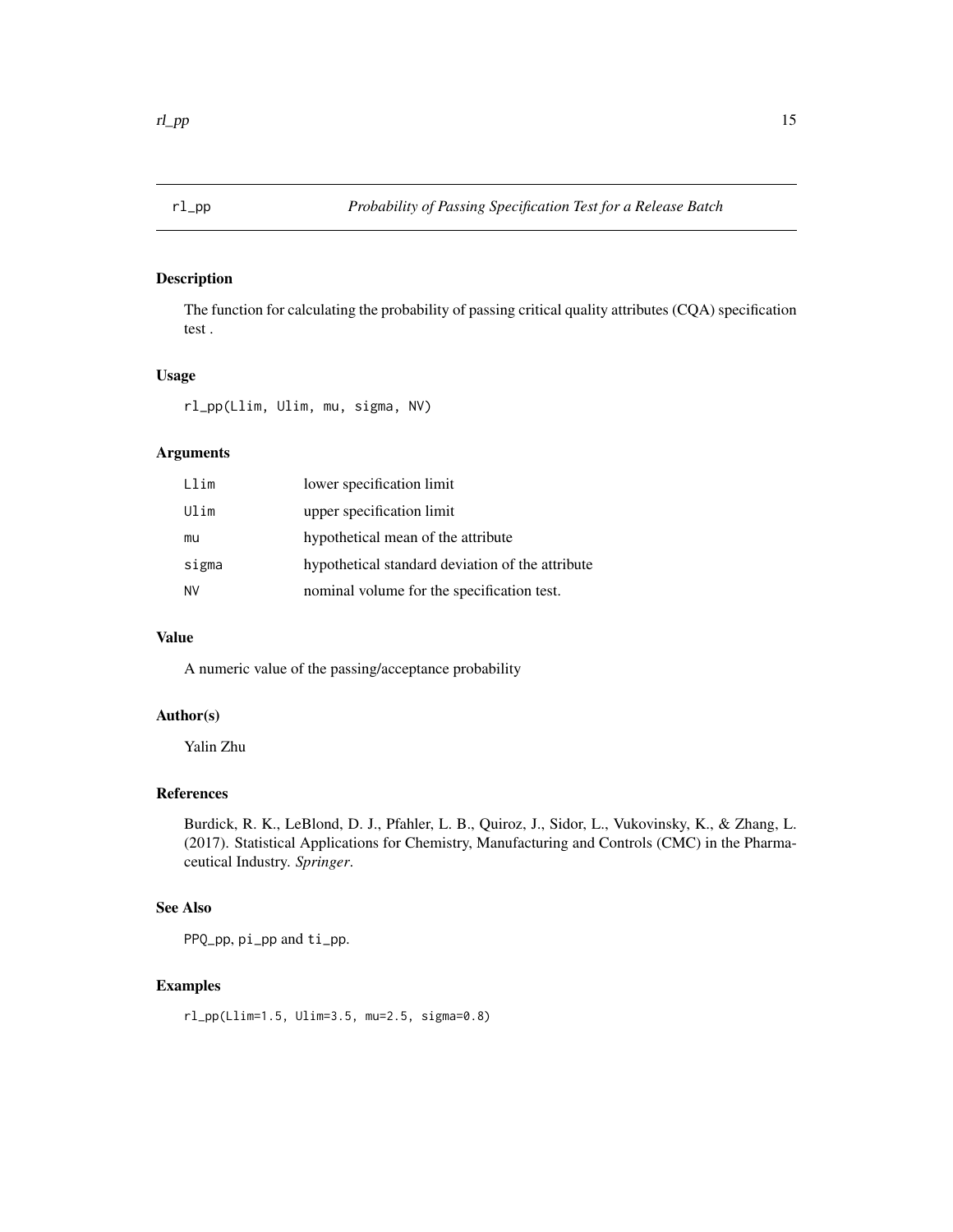# rl_pp — *Probability of Passing Specification Test for a Release Batch*

## Description

The function for calculating the probability of passing critical quality attributes (CQA) specification test .

## Usage

```
rl_pp(Llim, Ulim, mu, sigma, NV)
```

## Arguments

| | |
|---|---|
| Llim | lower specification limit |
| Ulim | upper specification limit |
| mu | hypothetical mean of the attribute |
| sigma | hypothetical standard deviation of the attribute |
| NV | nominal volume for the specification test. |

## Value

A numeric value of the passing/acceptance probability

## Author(s)

Yalin Zhu

## References

Burdick, R. K., LeBlond, D. J., Pfahler, L. B., Quiroz, J., Sidor, L., Vukovinsky, K., & Zhang, L. (2017). Statistical Applications for Chemistry, Manufacturing and Controls (CMC) in the Pharmaceutical Industry. *Springer*.

## See Also

PPQ_pp, pi_pp and ti_pp.

## Examples

```
rl_pp(Llim=1.5, Ulim=3.5, mu=2.5, sigma=0.8)
```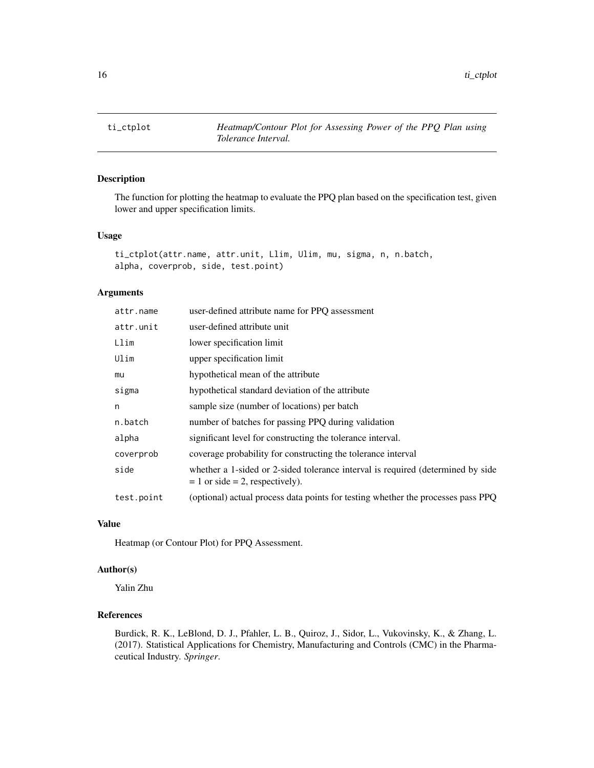ti_ctplot — *Heatmap/Contour Plot for Assessing Power of the PPQ Plan using Tolerance Interval.*

## Description

The function for plotting the heatmap to evaluate the PPQ plan based on the specification test, given lower and upper specification limits.

## Usage

```
ti_ctplot(attr.name, attr.unit, Llim, Ulim, mu, sigma, n, n.batch,
alpha, coverprob, side, test.point)
```

## Arguments

| | |
|---|---|
| attr.name | user-defined attribute name for PPQ assessment |
| attr.unit | user-defined attribute unit |
| Llim | lower specification limit |
| Ulim | upper specification limit |
| mu | hypothetical mean of the attribute |
| sigma | hypothetical standard deviation of the attribute |
| n | sample size (number of locations) per batch |
| n.batch | number of batches for passing PPQ during validation |
| alpha | significant level for constructing the tolerance interval. |
| coverprob | coverage probability for constructing the tolerance interval |
| side | whether a 1-sided or 2-sided tolerance interval is required (determined by side = 1 or side = 2, respectively). |
| test.point | (optional) actual process data points for testing whether the processes pass PPQ |

## Value

Heatmap (or Contour Plot) for PPQ Assessment.

## Author(s)

Yalin Zhu

## References

Burdick, R. K., LeBlond, D. J., Pfahler, L. B., Quiroz, J., Sidor, L., Vukovinsky, K., & Zhang, L. (2017). Statistical Applications for Chemistry, Manufacturing and Controls (CMC) in the Pharmaceutical Industry. *Springer*.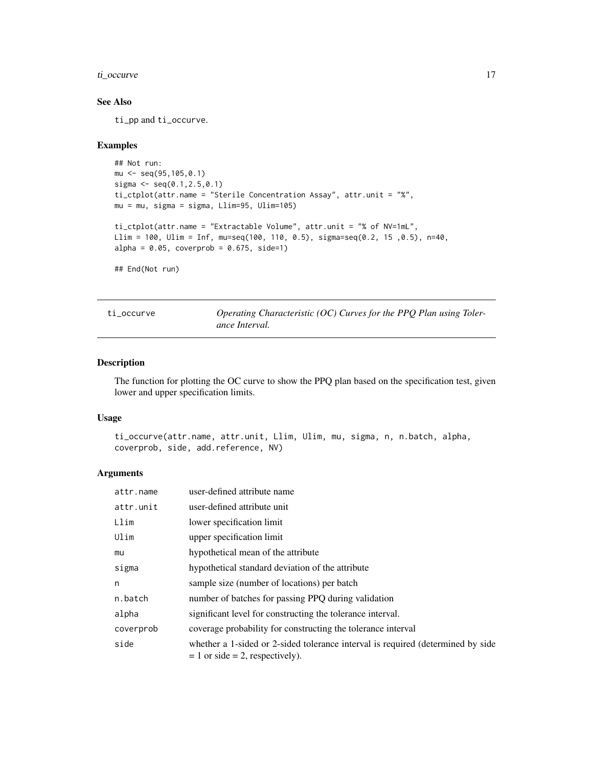## See Also

ti_pp and ti_occurve.

## Examples

```
## Not run:
mu <- seq(95,105,0.1)
sigma <- seq(0.1,2.5,0.1)
ti_ctplot(attr.name = "Sterile Concentration Assay", attr.unit = "%",
mu = mu, sigma = sigma, Llim=95, Ulim=105)

ti_ctplot(attr.name = "Extractable Volume", attr.unit = "% of NV=1mL",
Llim = 100, Ulim = Inf, mu=seq(100, 110, 0.5), sigma=seq(0.2, 15 ,0.5), n=40,
alpha = 0.05, coverprob = 0.675, side=1)

## End(Not run)
```

---

# ti_occurve — *Operating Characteristic (OC) Curves for the PPQ Plan using Tolerance Interval.*

## Description

The function for plotting the OC curve to show the PPQ plan based on the specification test, given lower and upper specification limits.

## Usage

```
ti_occurve(attr.name, attr.unit, Llim, Ulim, mu, sigma, n, n.batch, alpha,
coverprob, side, add.reference, NV)
```

## Arguments

| | |
|---|---|
| attr.name | user-defined attribute name |
| attr.unit | user-defined attribute unit |
| Llim | lower specification limit |
| Ulim | upper specification limit |
| mu | hypothetical mean of the attribute |
| sigma | hypothetical standard deviation of the attribute |
| n | sample size (number of locations) per batch |
| n.batch | number of batches for passing PPQ during validation |
| alpha | significant level for constructing the tolerance interval. |
| coverprob | coverage probability for constructing the tolerance interval |
| side | whether a 1-sided or 2-sided tolerance interval is required (determined by side = 1 or side = 2, respectively). |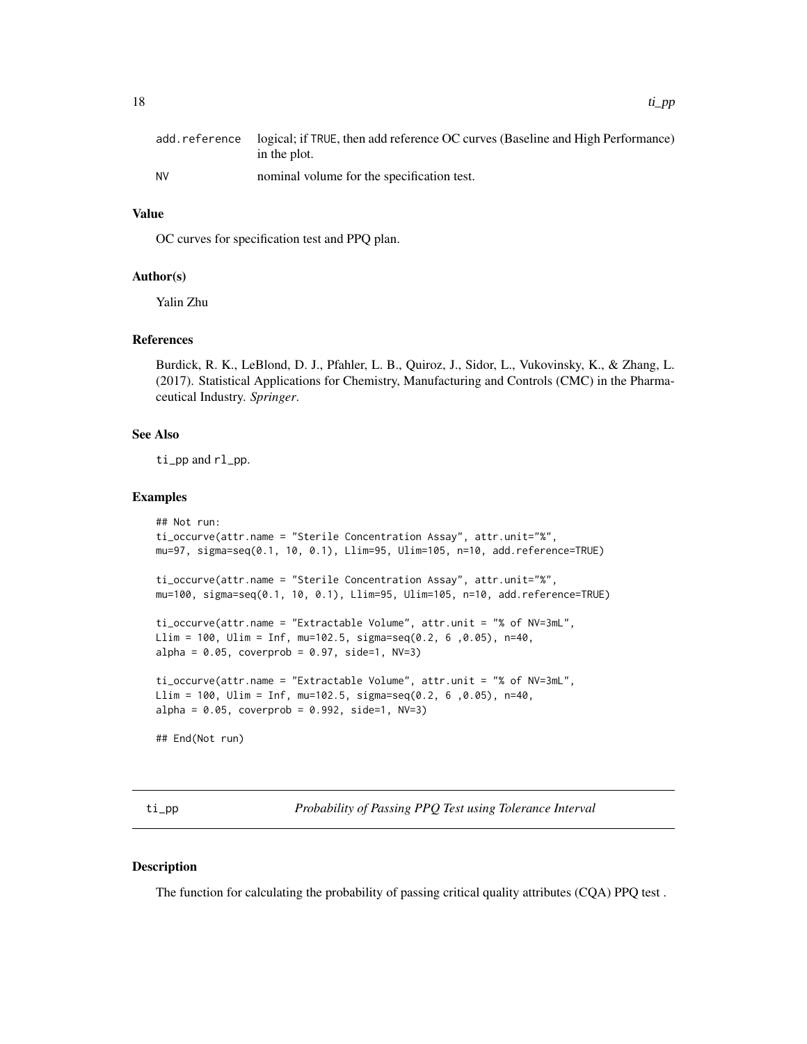| | |
|---|---|
| add.reference | logical; if TRUE, then add reference OC curves (Baseline and High Performance) in the plot. |
| NV | nominal volume for the specification test. |

### Value

OC curves for specification test and PPQ plan.

### Author(s)

Yalin Zhu

### References

Burdick, R. K., LeBlond, D. J., Pfahler, L. B., Quiroz, J., Sidor, L., Vukovinsky, K., & Zhang, L. (2017). Statistical Applications for Chemistry, Manufacturing and Controls (CMC) in the Pharmaceutical Industry. *Springer*.

### See Also

ti_pp and rl_pp.

### Examples

```
## Not run:
ti_occurve(attr.name = "Sterile Concentration Assay", attr.unit="%",
mu=97, sigma=seq(0.1, 10, 0.1), Llim=95, Ulim=105, n=10, add.reference=TRUE)

ti_occurve(attr.name = "Sterile Concentration Assay", attr.unit="%",
mu=100, sigma=seq(0.1, 10, 0.1), Llim=95, Ulim=105, n=10, add.reference=TRUE)

ti_occurve(attr.name = "Extractable Volume", attr.unit = "% of NV=3mL",
Llim = 100, Ulim = Inf, mu=102.5, sigma=seq(0.2, 6 ,0.05), n=40,
alpha = 0.05, coverprob = 0.97, side=1, NV=3)

ti_occurve(attr.name = "Extractable Volume", attr.unit = "% of NV=3mL",
Llim = 100, Ulim = Inf, mu=102.5, sigma=seq(0.2, 6 ,0.05), n=40,
alpha = 0.05, coverprob = 0.992, side=1, NV=3)

## End(Not run)
```

## ti_pp — *Probability of Passing PPQ Test using Tolerance Interval*

### Description

The function for calculating the probability of passing critical quality attributes (CQA) PPQ test .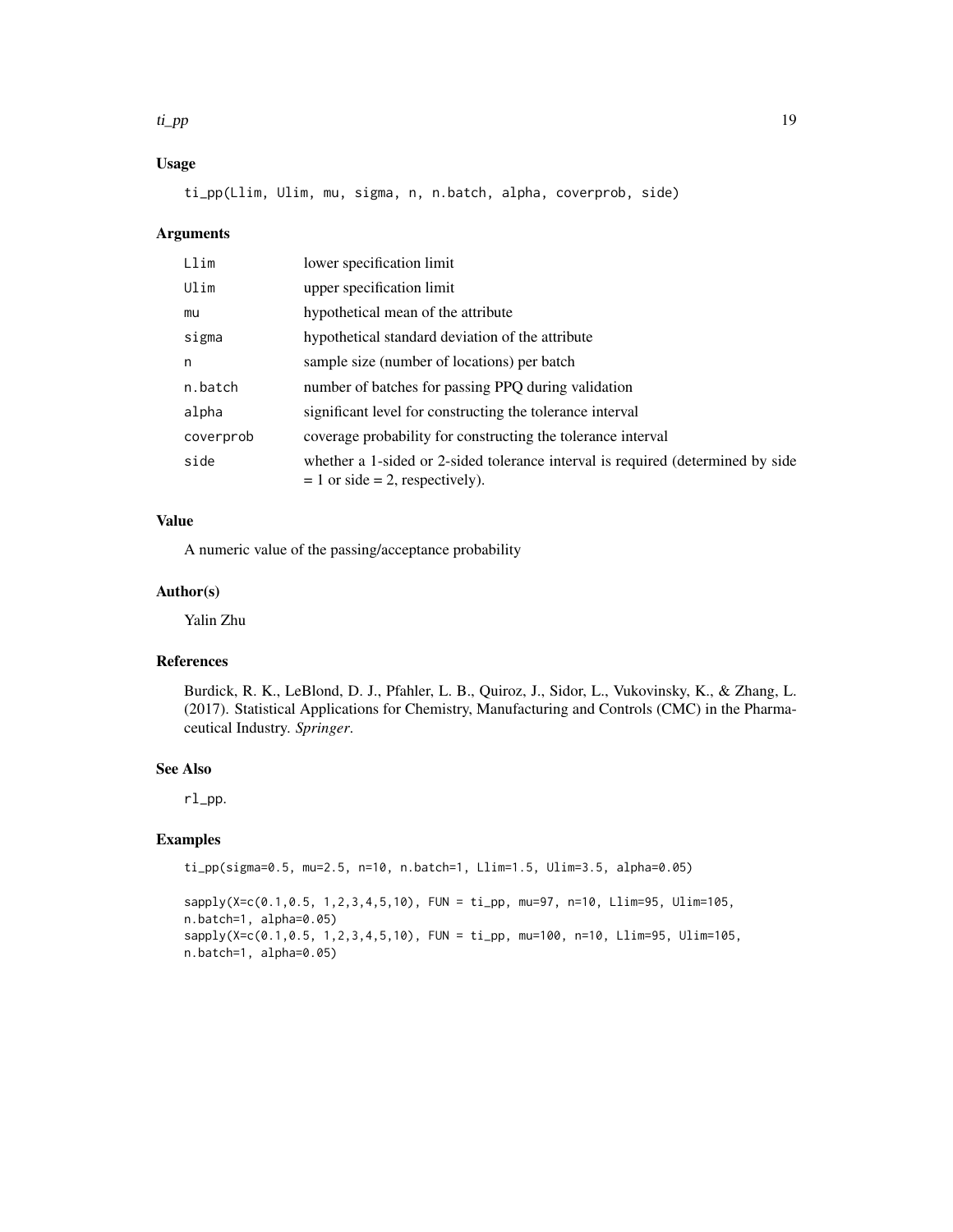## Usage

```
ti_pp(Llim, Ulim, mu, sigma, n, n.batch, alpha, coverprob, side)
```

## Arguments

| | |
|---|---|
| Llim | lower specification limit |
| Ulim | upper specification limit |
| mu | hypothetical mean of the attribute |
| sigma | hypothetical standard deviation of the attribute |
| n | sample size (number of locations) per batch |
| n.batch | number of batches for passing PPQ during validation |
| alpha | significant level for constructing the tolerance interval |
| coverprob | coverage probability for constructing the tolerance interval |
| side | whether a 1-sided or 2-sided tolerance interval is required (determined by side = 1 or side = 2, respectively). |

## Value

A numeric value of the passing/acceptance probability

## Author(s)

Yalin Zhu

## References

Burdick, R. K., LeBlond, D. J., Pfahler, L. B., Quiroz, J., Sidor, L., Vukovinsky, K., & Zhang, L. (2017). Statistical Applications for Chemistry, Manufacturing and Controls (CMC) in the Pharmaceutical Industry. *Springer*.

## See Also

rl_pp.

## Examples

```
ti_pp(sigma=0.5, mu=2.5, n=10, n.batch=1, Llim=1.5, Ulim=3.5, alpha=0.05)

sapply(X=c(0.1,0.5, 1,2,3,4,5,10), FUN = ti_pp, mu=97, n=10, Llim=95, Ulim=105,
n.batch=1, alpha=0.05)
sapply(X=c(0.1,0.5, 1,2,3,4,5,10), FUN = ti_pp, mu=100, n=10, Llim=95, Ulim=105,
n.batch=1, alpha=0.05)
```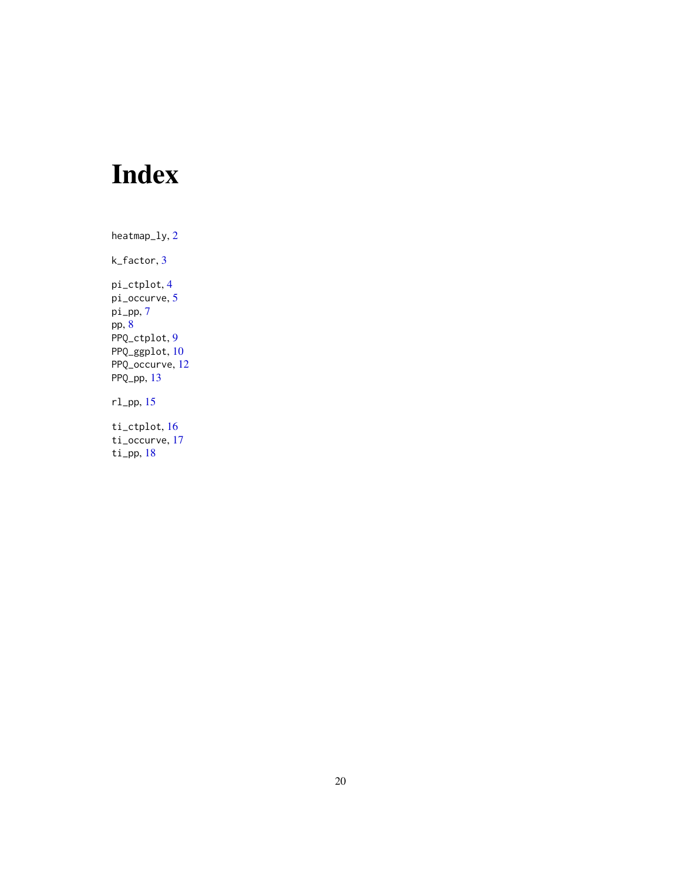# Index

heatmap_ly, 2

k_factor, 3

pi_ctplot, 4
pi_occurve, 5
pi_pp, 7
pp, 8
PPQ_ctplot, 9
PPQ_ggplot, 10
PPQ_occurve, 12
PPQ_pp, 13

rl_pp, 15

ti_ctplot, 16
ti_occurve, 17
ti_pp, 18